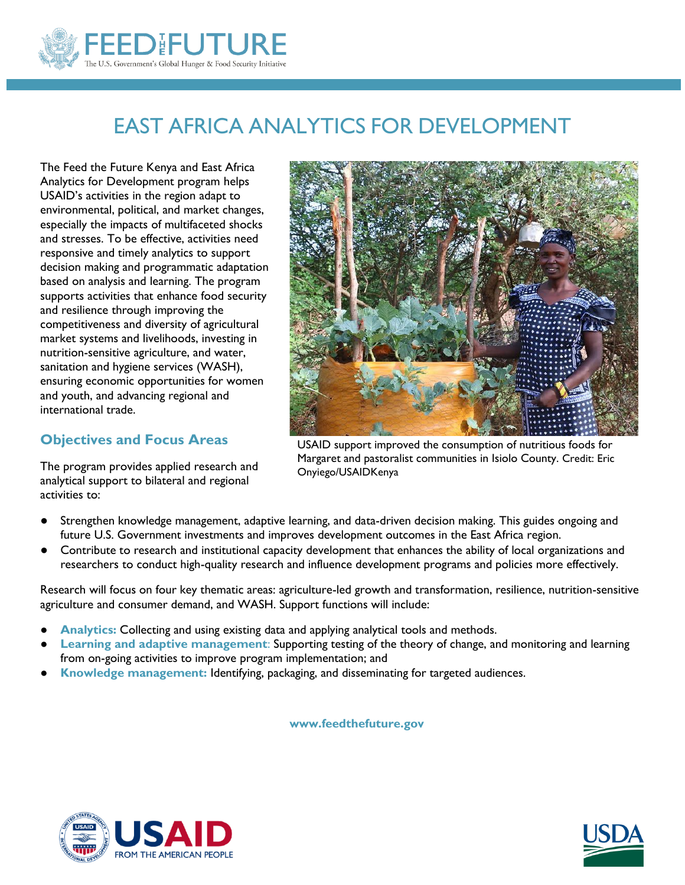# EAST AFRICA ANALYTICS FOR DEVELOPMENT

The Feed the Future Kenya and East Africa Analytics for Development program helps USAID's activities in the region adapt to environmental, political, and market changes, especially the impacts of multifaceted shocks and stresses. To be effective, activities need responsive and timely analytics to support decision making and programmatic adaptation based on analysis and learning. The program supports activities that enhance food security and resilience through improving the competitiveness and diversity of agricultural market systems and livelihoods, investing in nutrition-sensitive agriculture, and water, sanitation and hygiene services (WASH), ensuring economic opportunities for women and youth, and advancing regional and international trade.

USAID support improved the consumption of nutritious foods for Margaret and pastoralist communities in Isiolo County. Credit: Eric Onyiego/USAIDKenya

## Objectives and Focus Areas

The program provides applied research and analytical support to bilateral and regional activities to:

- Strengthen knowledge management, adaptive learning, and data-driven decision making. This guides ongoing and future U.S. Government investments and improves development outcomes in the East Africa region.
- Contribute to research and institutional capacity development that enhances the ability of local organizations and researchers to conduct high-quality research and influence development programs and policies more effectively.

Research will focus on four key thematic areas: agriculture-led growth and transformation, resilience, nutrition-sensitive agriculture and consumer demand, and WASH. Support functions will include:

- **Analytics:** Collecting and using existing data and applying analytical tools and methods.
- **Learning and adaptive management**: Supporting testing of the theory of change, and monitoring and learning from on-going activities to improve program implementation; and
- **Knowledge management:** Identifying, packaging, and disseminating for targeted audiences.

**www.feedthefuture.gov**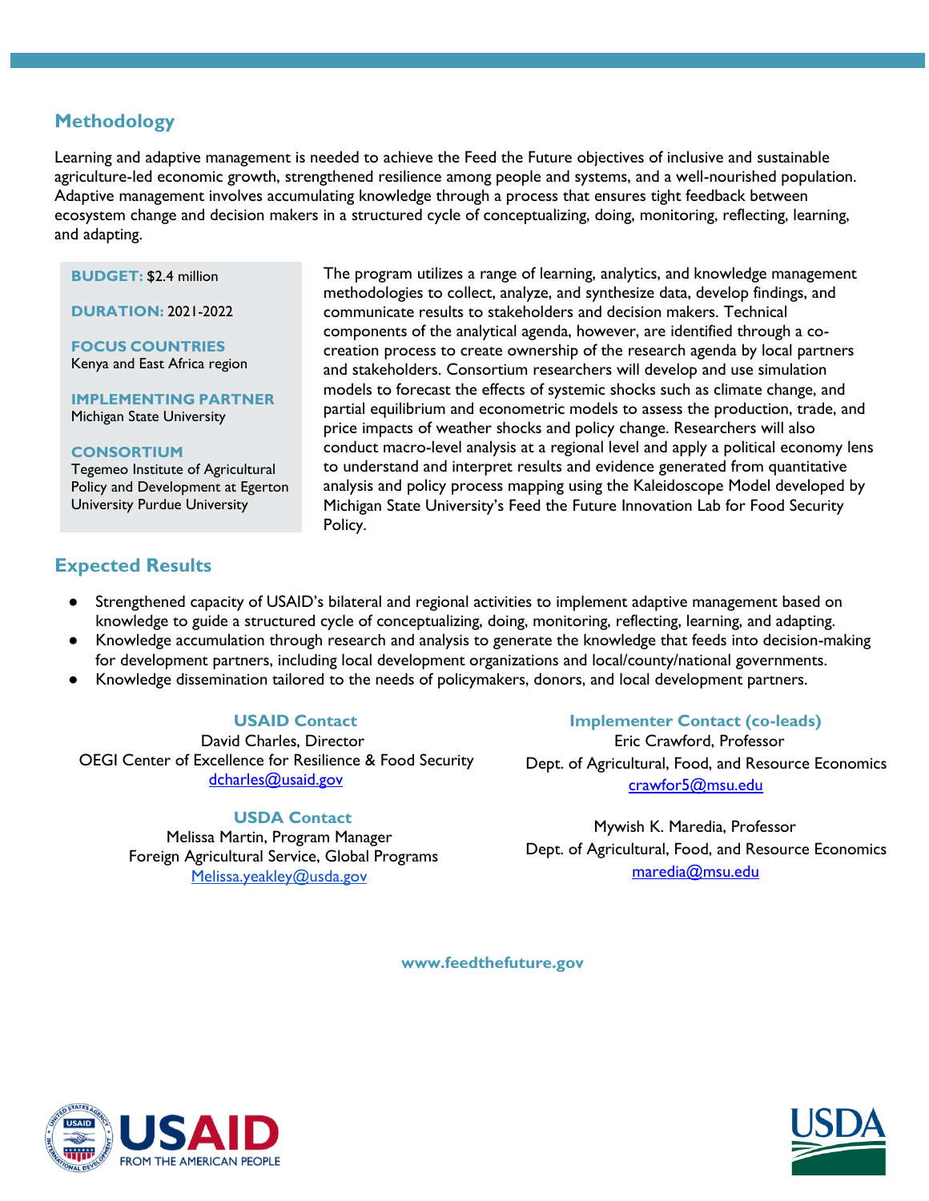## Methodology

Learning and adaptive management is needed to achieve the Feed the Future objectives of inclusive and sustainable agriculture-led economic growth, strengthened resilience among people and systems, and a well-nourished population. Adaptive management involves accumulating knowledge through a process that ensures tight feedback between ecosystem change and decision makers in a structured cycle of conceptualizing, doing, monitoring, reflecting, learning, and adapting.

**BUDGET:** $2.4 million

**DURATION:** 2021-2022

**FOCUS COUNTRIES**
Kenya and East Africa region

**IMPLEMENTING PARTNER**
Michigan State University

**CONSORTIUM**
Tegemeo Institute of Agricultural Policy and Development at Egerton University Purdue University

The program utilizes a range of learning, analytics, and knowledge management methodologies to collect, analyze, and synthesize data, develop findings, and communicate results to stakeholders and decision makers. Technical components of the analytical agenda, however, are identified through a co-creation process to create ownership of the research agenda by local partners and stakeholders. Consortium researchers will develop and use simulation models to forecast the effects of systemic shocks such as climate change, and partial equilibrium and econometric models to assess the production, trade, and price impacts of weather shocks and policy change. Researchers will also conduct macro-level analysis at a regional level and apply a political economy lens to understand and interpret results and evidence generated from quantitative analysis and policy process mapping using the Kaleidoscope Model developed by Michigan State University's Feed the Future Innovation Lab for Food Security Policy.

## Expected Results

- Strengthened capacity of USAID's bilateral and regional activities to implement adaptive management based on knowledge to guide a structured cycle of conceptualizing, doing, monitoring, reflecting, learning, and adapting.
- Knowledge accumulation through research and analysis to generate the knowledge that feeds into decision-making for development partners, including local development organizations and local/county/national governments.
- Knowledge dissemination tailored to the needs of policymakers, donors, and local development partners.

**USAID Contact**
David Charles, Director
OEGI Center of Excellence for Resilience & Food Security
dcharles@usaid.gov

**USDA Contact**
Melissa Martin, Program Manager
Foreign Agricultural Service, Global Programs
Melissa.yeakley@usda.gov

**Implementer Contact (co-leads)**
Eric Crawford, Professor
Dept. of Agricultural, Food, and Resource Economics
crawfor5@msu.edu

Mywish K. Maredia, Professor
Dept. of Agricultural, Food, and Resource Economics
maredia@msu.edu

www.feedthefuture.gov